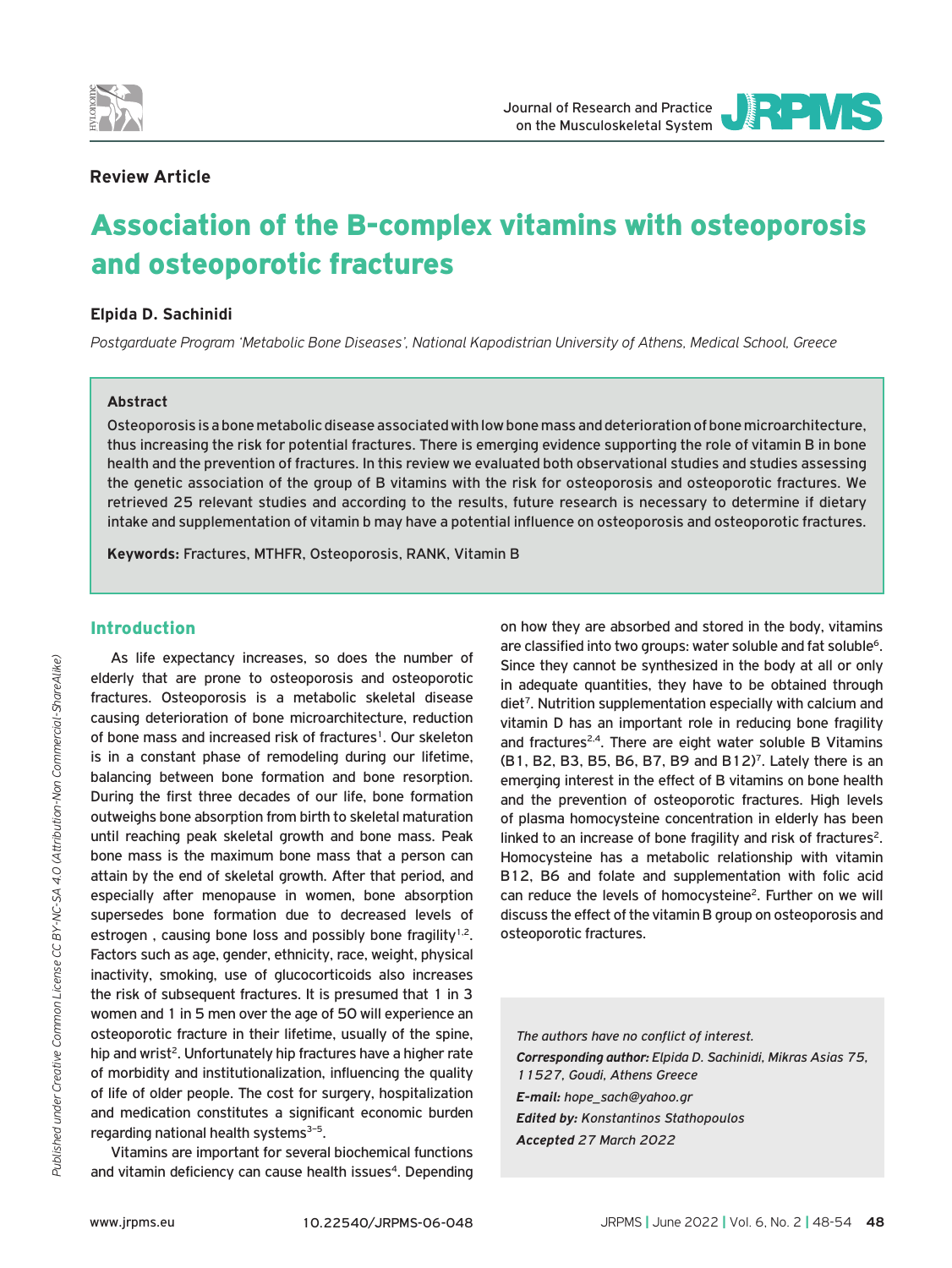**Review Article**

# Association of the B-complex vitamins with osteoporosis and osteoporotic fractures

**Elpida D. Sachinidi**

*Postgarduate Program 'Metabolic Bone Diseases', National Kapodistrian University of Athens, Medical School, Greece*

### Abstract

Osteoporosis is a bone metabolic disease associated with low bone mass and deterioration of bone microarchitecture, thus increasing the risk for potential fractures. There is emerging evidence supporting the role of vitamin B in bone health and the prevention of fractures. In this review we evaluated both observational studies and studies assessing the genetic association of the group of B vitamins with the risk for osteoporosis and osteoporotic fractures. We retrieved 25 relevant studies and according to the results, future research is necessary to determine if dietary intake and supplementation of vitamin b may have a potential influence on osteoporosis and osteoporotic fractures.

**Keywords:** Fractures, MTHFR, Osteoporosis, RANK, Vitamin B

## Introduction

As life expectancy increases, so does the number of elderly that are prone to osteoporosis and osteoporotic fractures. Osteoporosis is a metabolic skeletal disease causing deterioration of bone microarchitecture, reduction of bone mass and increased risk of fractures[1]. Our skeleton is in a constant phase of remodeling during our lifetime, balancing between bone formation and bone resorption. During the first three decades of our life, bone formation outweighs bone absorption from birth to skeletal maturation until reaching peak skeletal growth and bone mass. Peak bone mass is the maximum bone mass that a person can attain by the end of skeletal growth. After that period, and especially after menopause in women, bone absorption supersedes bone formation due to decreased levels of estrogen , causing bone loss and possibly bone fragility[1,2]. Factors such as age, gender, ethnicity, race, weight, physical inactivity, smoking, use of glucocorticoids also increases the risk of subsequent fractures. It is presumed that 1 in 3 women and 1 in 5 men over the age of 50 will experience an osteoporotic fracture in their lifetime, usually of the spine, hip and wrist[2]. Unfortunately hip fractures have a higher rate of morbidity and institutionalization, influencing the quality of life of older people. The cost for surgery, hospitalization and medication constitutes a significant economic burden regarding national health systems[3–5].

Vitamins are important for several biochemical functions and vitamin deficiency can cause health issues[4]. Depending on how they are absorbed and stored in the body, vitamins are classified into two groups: water soluble and fat soluble[6]. Since they cannot be synthesized in the body at all or only in adequate quantities, they have to be obtained through diet[7]. Nutrition supplementation especially with calcium and vitamin D has an important role in reducing bone fragility and fractures[2,4]. There are eight water soluble B Vitamins (B1, B2, B3, B5, B6, B7, B9 and B12)[7]. Lately there is an emerging interest in the effect of B vitamins on bone health and the prevention of osteoporotic fractures. High levels of plasma homocysteine concentration in elderly has been linked to an increase of bone fragility and risk of fractures[2]. Homocysteine has a metabolic relationship with vitamin B12, B6 and folate and supplementation with folic acid can reduce the levels of homocysteine[2]. Further on we will discuss the effect of the vitamin B group on osteoporosis and osteoporotic fractures.

*The authors have no conflict of interest.*
***Corresponding author:*** *Elpida D. Sachinidi, Mikras Asias 75, 11527, Goudi, Athens Greece*
***E-mail:*** *hope_sach@yahoo.gr*
***Edited by:*** *Konstantinos Stathopoulos*
***Accepted*** *27 March 2022*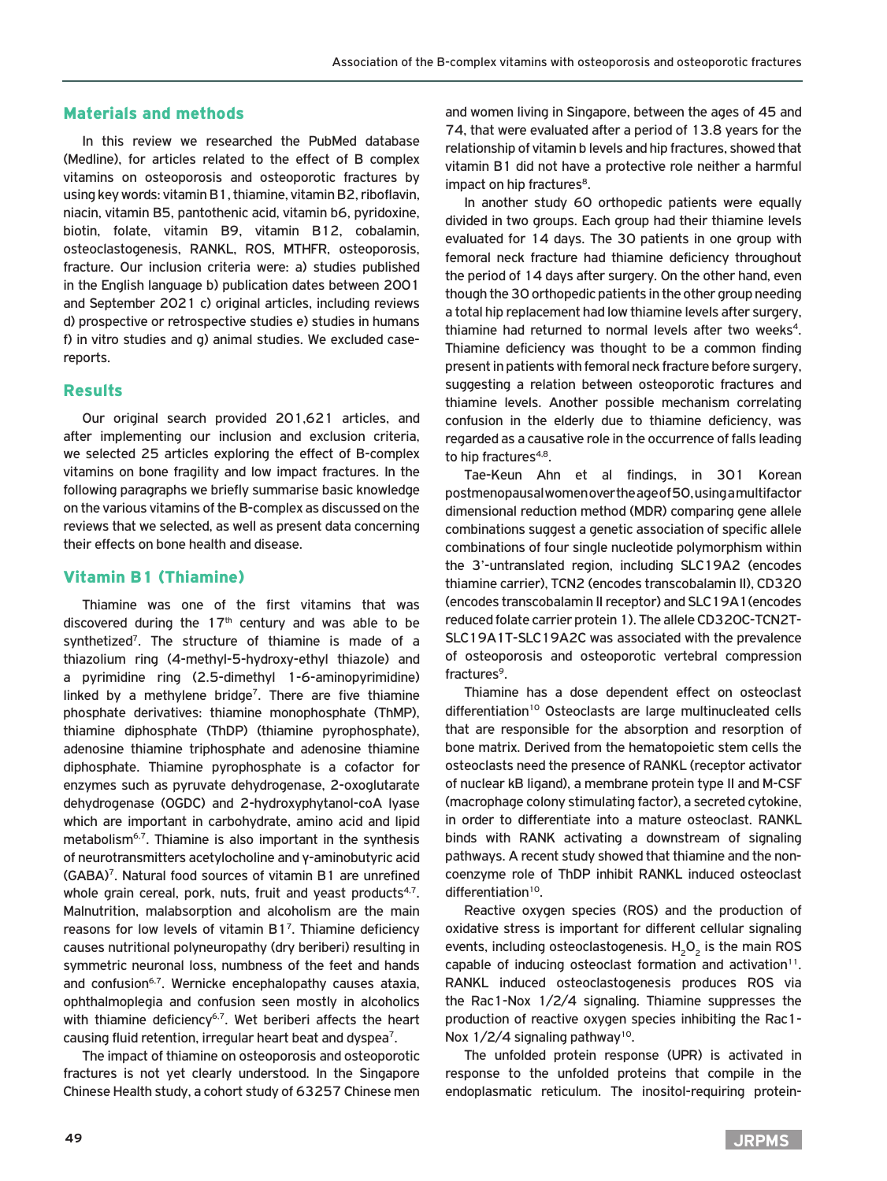## Materials and methods

In this review we researched the PubMed database (Medline), for articles related to the effect of B complex vitamins on osteoporosis and osteoporotic fractures by using key words: vitamin B1, thiamine, vitamin B2, riboflavin, niacin, vitamin B5, pantothenic acid, vitamin b6, pyridoxine, biotin, folate, vitamin B9, vitamin B12, cobalamin, osteoclastogenesis, RANKL, ROS, MTHFR, osteoporosis, fracture. Our inclusion criteria were: a) studies published in the English language b) publication dates between 2001 and September 2021 c) original articles, including reviews d) prospective or retrospective studies e) studies in humans f) in vitro studies and g) animal studies. We excluded case-reports.

## Results

Our original search provided 201,621 articles, and after implementing our inclusion and exclusion criteria, we selected 25 articles exploring the effect of B-complex vitamins on bone fragility and low impact fractures. In the following paragraphs we briefly summarise basic knowledge on the various vitamins of the B-complex as discussed on the reviews that we selected, as well as present data concerning their effects on bone health and disease.

## Vitamin B1 (Thiamine)

Thiamine was one of the first vitamins that was discovered during the 17th century and was able to be synthetized[7]. The structure of thiamine is made of a thiazolium ring (4-methyl-5-hydroxy-ethyl thiazole) and a pyrimidine ring (2.5-dimethyl 1-6-aminopyrimidine) linked by a methylene bridge[7]. There are five thiamine phosphate derivatives: thiamine monophosphate (ThMP), thiamine diphosphate (ThDP) (thiamine pyrophosphate), adenosine thiamine triphosphate and adenosine thiamine diphosphate. Thiamine pyrophosphate is a cofactor for enzymes such as pyruvate dehydrogenase, 2-oxoglutarate dehydrogenase (OGDC) and 2-hydroxyphytanol-coA lyase which are important in carbohydrate, amino acid and lipid metabolism[6,7]. Thiamine is also important in the synthesis of neurotransmitters acetylocholine and γ-aminobutyric acid (GABA)[7]. Natural food sources of vitamin B1 are unrefined whole grain cereal, pork, nuts, fruit and yeast products[4,7]. Malnutrition, malabsorption and alcoholism are the main reasons for low levels of vitamin B1[7]. Thiamine deficiency causes nutritional polyneuropathy (dry beriberi) resulting in symmetric neuronal loss, numbness of the feet and hands and confusion[6,7]. Wernicke encephalopathy causes ataxia, ophthalmoplegia and confusion seen mostly in alcoholics with thiamine deficiency[6,7]. Wet beriberi affects the heart causing fluid retention, irregular heart beat and dyspea[7].

The impact of thiamine on osteoporosis and osteoporotic fractures is not yet clearly understood. In the Singapore Chinese Health study, a cohort study of 63257 Chinese men and women living in Singapore, between the ages of 45 and 74, that were evaluated after a period of 13.8 years for the relationship of vitamin b levels and hip fractures, showed that vitamin B1 did not have a protective role neither a harmful impact on hip fractures[8].

In another study 60 orthopedic patients were equally divided in two groups. Each group had their thiamine levels evaluated for 14 days. The 30 patients in one group with femoral neck fracture had thiamine deficiency throughout the period of 14 days after surgery. On the other hand, even though the 30 orthopedic patients in the other group needing a total hip replacement had low thiamine levels after surgery, thiamine had returned to normal levels after two weeks[4]. Thiamine deficiency was thought to be a common finding present in patients with femoral neck fracture before surgery, suggesting a relation between osteoporotic fractures and thiamine levels. Another possible mechanism correlating confusion in the elderly due to thiamine deficiency, was regarded as a causative role in the occurrence of falls leading to hip fractures[4,8].

Tae-Keun Ahn et al findings, in 301 Korean postmenopausal women over the age of 50, using a multifactor dimensional reduction method (MDR) comparing gene allele combinations suggest a genetic association of specific allele combinations of four single nucleotide polymorphism within the 3'-untranslated region, including SLC19A2 (encodes thiamine carrier), TCN2 (encodes transcobalamin II), CD320 (encodes transcobalamin II receptor) and SLC19A1 (encodes reduced folate carrier protein 1). The allele CD320C-TCN2T-SLC19A1T-SLC19A2C was associated with the prevalence of osteoporosis and osteoporotic vertebral compression fractures[9].

Thiamine has a dose dependent effect on osteoclast differentiation[10] Osteoclasts are large multinucleated cells that are responsible for the absorption and resorption of bone matrix. Derived from the hematopoietic stem cells the osteoclasts need the presence of RANKL (receptor activator of nuclear kB ligand), a membrane protein type II and M-CSF (macrophage colony stimulating factor), a secreted cytokine, in order to differentiate into a mature osteoclast. RANKL binds with RANK activating a downstream of signaling pathways. A recent study showed that thiamine and the non-coenzyme role of ThDP inhibit RANKL induced osteoclast differentiation[10].

Reactive oxygen species (ROS) and the production of oxidative stress is important for different cellular signaling events, including osteoclastogenesis. $H_2O_2$ is the main ROS capable of inducing osteoclast formation and activation[11]. RANKL induced osteoclastogenesis produces ROS via the Rac1-Nox 1/2/4 signaling. Thiamine suppresses the production of reactive oxygen species inhibiting the Rac1-Nox 1/2/4 signaling pathway[10].

The unfolded protein response (UPR) is activated in response to the unfolded proteins that compile in the endoplasmatic reticulum. The inositol-requiring protein-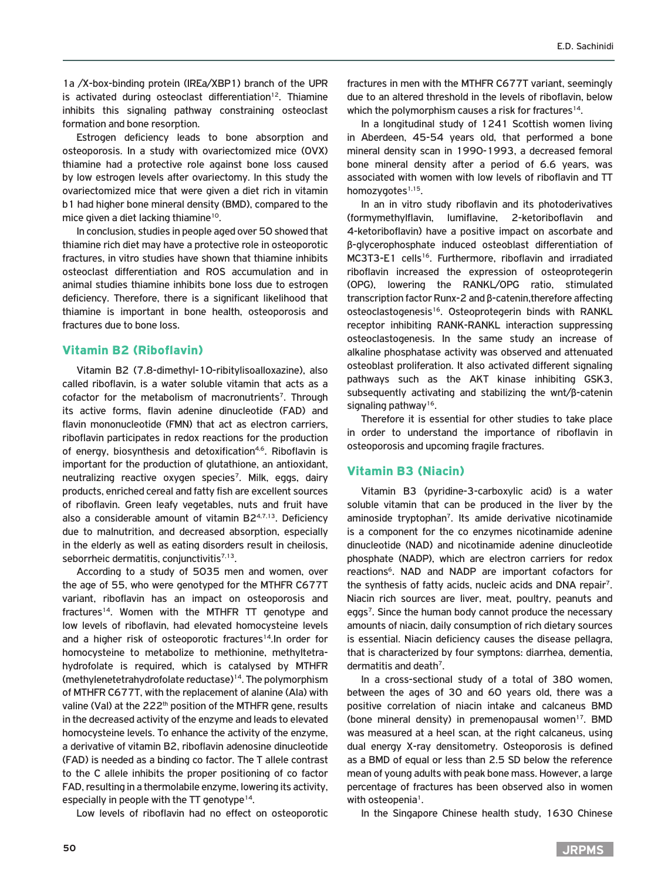1a /X-box-binding protein (IREa/XBP1) branch of the UPR is activated during osteoclast differentiation[12]. Thiamine inhibits this signaling pathway constraining osteoclast formation and bone resorption.

Estrogen deficiency leads to bone absorption and osteoporosis. In a study with ovariectomized mice (OVX) thiamine had a protective role against bone loss caused by low estrogen levels after ovariectomy. In this study the ovariectomized mice that were given a diet rich in vitamin b1 had higher bone mineral density (BMD), compared to the mice given a diet lacking thiamine[10].

In conclusion, studies in people aged over 50 showed that thiamine rich diet may have a protective role in osteoporotic fractures, in vitro studies have shown that thiamine inhibits osteoclast differentiation and ROS accumulation and in animal studies thiamine inhibits bone loss due to estrogen deficiency. Therefore, there is a significant likelihood that thiamine is important in bone health, osteoporosis and fractures due to bone loss.

## Vitamin B2 (Riboflavin)

Vitamin B2 (7.8-dimethyl-10-ribitylisoalloxazine), also called riboflavin, is a water soluble vitamin that acts as a cofactor for the metabolism of macronutrients[7]. Through its active forms, flavin adenine dinucleotide (FAD) and flavin mononucleotide (FMN) that act as electron carriers, riboflavin participates in redox reactions for the production of energy, biosynthesis and detoxification[4,6]. Riboflavin is important for the production of glutathione, an antioxidant, neutralizing reactive oxygen species[7]. Milk, eggs, dairy products, enriched cereal and fatty fish are excellent sources of riboflavin. Green leafy vegetables, nuts and fruit have also a considerable amount of vitamin B2[4,7,13]. Deficiency due to malnutrition, and decreased absorption, especially in the elderly as well as eating disorders result in cheilosis, seborrheic dermatitis, conjunctivitis[7,13].

According to a study of 5035 men and women, over the age of 55, who were genotyped for the MTHFR C677T variant, riboflavin has an impact on osteoporosis and fractures[14]. Women with the MTHFR TT genotype and low levels of riboflavin, had elevated homocysteine levels and a higher risk of osteoporotic fractures[14].In order for homocysteine to metabolize to methionine, methyltetra-hydrofolate is required, which is catalysed by MTHFR (methylenetetrahydrofolate reductase)[14]. The polymorphism of MTHFR C677T, with the replacement of alanine (Ala) with valine (Val) at the 222th position of the MTHFR gene, results in the decreased activity of the enzyme and leads to elevated homocysteine levels. To enhance the activity of the enzyme, a derivative of vitamin B2, riboflavin adenosine dinucleotide (FAD) is needed as a binding co factor. The T allele contrast to the C allele inhibits the proper positioning of co factor FAD, resulting in a thermolabile enzyme, lowering its activity, especially in people with the TT genotype[14].

Low levels of riboflavin had no effect on osteoporotic fractures in men with the MTHFR C677T variant, seemingly due to an altered threshold in the levels of riboflavin, below which the polymorphism causes a risk for fractures[14].

In a longitudinal study of 1241 Scottish women living in Aberdeen, 45-54 years old, that performed a bone mineral density scan in 1990-1993, a decreased femoral bone mineral density after a period of 6.6 years, was associated with women with low levels of riboflavin and TT homozygotes[1,15].

In an in vitro study riboflavin and its photoderivatives (formymethylflavin, lumiflavine, 2-ketoriboflavin and 4-ketoriboflavin) have a positive impact on ascorbate and β-glycerophosphate induced osteoblast differentiation of MC3T3-E1 cells[16]. Furthermore, riboflavin and irradiated riboflavin increased the expression of osteoprotegerin (OPG), lowering the RANKL/OPG ratio, stimulated transcription factor Runx-2 and β-catenin,therefore affecting osteoclastogenesis[16]. Osteoprotegerin binds with RANKL receptor inhibiting RANK-RANKL interaction suppressing osteoclastogenesis. In the same study an increase of alkaline phosphatase activity was observed and attenuated osteoblast proliferation. It also activated different signaling pathways such as the AKT kinase inhibiting GSK3, subsequently activating and stabilizing the wnt/β-catenin signaling pathway[16].

Therefore it is essential for other studies to take place in order to understand the importance of riboflavin in osteoporosis and upcoming fragile fractures.

## Vitamin B3 (Niacin)

Vitamin B3 (pyridine-3-carboxylic acid) is a water soluble vitamin that can be produced in the liver by the aminoside tryptophan[7]. Its amide derivative nicotinamide is a component for the co enzymes nicotinamide adenine dinucleotide (NAD) and nicotinamide adenine dinucleotide phosphate (NADP), which are electron carriers for redox reactions[6]. NAD and NADP are important cofactors for the synthesis of fatty acids, nucleic acids and DNA repair[7]. Niacin rich sources are liver, meat, poultry, peanuts and eggs[7]. Since the human body cannot produce the necessary amounts of niacin, daily consumption of rich dietary sources is essential. Niacin deficiency causes the disease pellagra, that is characterized by four symptons: diarrhea, dementia, dermatitis and death[7].

In a cross-sectional study of a total of 380 women, between the ages of 30 and 60 years old, there was a positive correlation of niacin intake and calcaneus BMD (bone mineral density) in premenopausal women[17]. BMD was measured at a heel scan, at the right calcaneus, using dual energy X-ray densitometry. Osteoporosis is defined as a BMD of equal or less than 2.5 SD below the reference mean of young adults with peak bone mass. However, a large percentage of fractures has been observed also in women with osteopenia[1].

In the Singapore Chinese health study, 1630 Chinese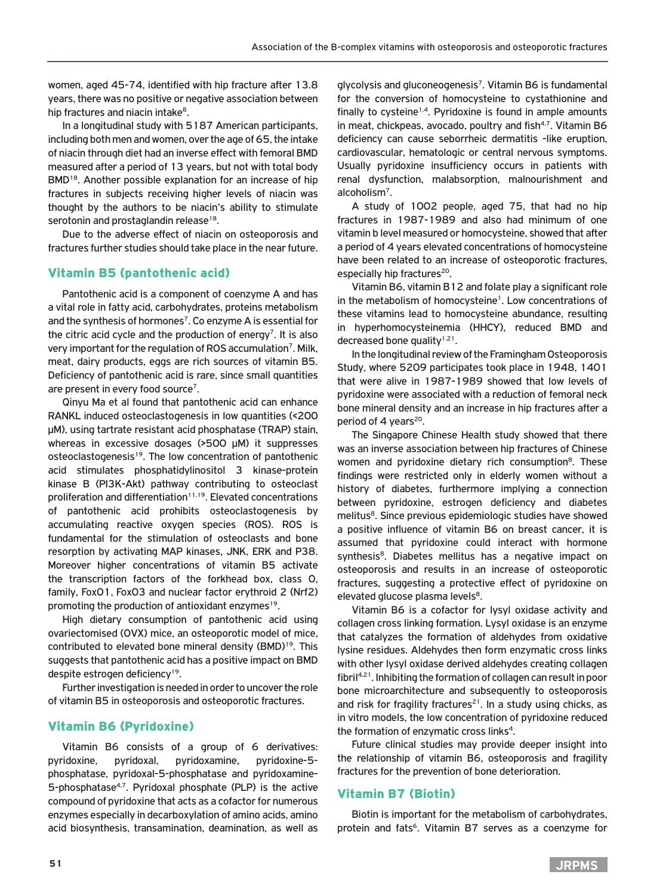women, aged 45-74, identified with hip fracture after 13.8 years, there was no positive or negative association between hip fractures and niacin intake[8].

In a longitudinal study with 5187 American participants, including both men and women, over the age of 65, the intake of niacin through diet had an inverse effect with femoral BMD measured after a period of 13 years, but not with total body BMD[18]. Another possible explanation for an increase of hip fractures in subjects receiving higher levels of niacin was thought by the authors to be niacin's ability to stimulate serotonin and prostaglandin release[18].

Due to the adverse effect of niacin on osteoporosis and fractures further studies should take place in the near future.

## Vitamin B5 (pantothenic acid)

Pantothenic acid is a component of coenzyme A and has a vital role in fatty acid, carbohydrates, proteins metabolism and the synthesis of hormones[7]. Co enzyme A is essential for the citric acid cycle and the production of energy[7]. It is also very important for the regulation of ROS accumulation[7]. Milk, meat, dairy products, eggs are rich sources of vitamin B5. Deficiency of pantothenic acid is rare, since small quantities are present in every food source[7].

Qinyu Ma et al found that pantothenic acid can enhance RANKL induced osteoclastogenesis in low quantities (<200 μM), using tartrate resistant acid phosphatase (TRAP) stain, whereas in excessive dosages (>500 μM) it suppresses osteoclastogenesis[19]. The low concentration of pantothenic acid stimulates phosphatidylinositol 3 kinase-protein kinase B (PI3K-Akt) pathway contributing to osteoclast proliferation and differentiation[11,19]. Elevated concentrations of pantothenic acid prohibits osteoclastogenesis by accumulating reactive oxygen species (ROS). ROS is fundamental for the stimulation of osteoclasts and bone resorption by activating MAP kinases, JNK, ERK and P38. Moreover higher concentrations of vitamin B5 activate the transcription factors of the forkhead box, class O, family, FoxO1, FoxO3 and nuclear factor erythroid 2 (Nrf2) promoting the production of antioxidant enzymes[19].

High dietary consumption of pantothenic acid using ovariectomised (OVX) mice, an osteoporotic model of mice, contributed to elevated bone mineral density (BMD)[19]. This suggests that pantothenic acid has a positive impact on BMD despite estrogen deficiency[19].

Further investigation is needed in order to uncover the role of vitamin B5 in osteoporosis and osteoporotic fractures.

## Vitamin B6 (Pyridoxine)

Vitamin B6 consists of a group of 6 derivatives: pyridoxine, pyridoxal, pyridoxamine, pyridoxine-5-phosphatase, pyridoxal-5-phosphatase and pyridoxamine-5-phosphatase[4,7]. Pyridoxal phosphate (PLP) is the active compound of pyridoxine that acts as a cofactor for numerous enzymes especially in decarboxylation of amino acids, amino acid biosynthesis, transamination, deamination, as well as glycolysis and gluconeogenesis[7]. Vitamin B6 is fundamental for the conversion of homocysteine to cystathionine and finally to cysteine[1,4]. Pyridoxine is found in ample amounts in meat, chickpeas, avocado, poultry and fish[4,7]. Vitamin B6 deficiency can cause seborrheic dermatitis -like eruption, cardiovascular, hematologic or central nervous symptoms. Usually pyridoxine insufficiency occurs in patients with renal dysfunction, malabsorption, malnourishment and alcoholism[7].

A study of 1002 people, aged 75, that had no hip fractures in 1987-1989 and also had minimum of one vitamin b level measured or homocysteine, showed that after a period of 4 years elevated concentrations of homocysteine have been related to an increase of osteoporotic fractures, especially hip fractures[20].

Vitamin B6, vitamin B12 and folate play a significant role in the metabolism of homocysteine[1]. Low concentrations of these vitamins lead to homocysteine abundance, resulting in hyperhomocysteinemia (HHCY), reduced BMD and decreased bone quality[1,21].

In the longitudinal review of the Framingham Osteoporosis Study, where 5209 participants took place in 1948, 1401 that were alive in 1987-1989 showed that low levels of pyridoxine were associated with a reduction of femoral neck bone mineral density and an increase in hip fractures after a period of 4 years[20].

The Singapore Chinese Health study showed that there was an inverse association between hip fractures of Chinese women and pyridoxine dietary rich consumption[8]. These findings were restricted only in elderly women without a history of diabetes, furthermore implying a connection between pyridoxine, estrogen deficiency and diabetes melitus[8]. Since previous epidemiologic studies have showed a positive influence of vitamin B6 on breast cancer, it is assumed that pyridoxine could interact with hormone synthesis[8]. Diabetes mellitus has a negative impact on osteoporosis and results in an increase of osteoporotic fractures, suggesting a protective effect of pyridoxine on elevated glucose plasma levels[8].

Vitamin B6 is a cofactor for lysyl oxidase activity and collagen cross linking formation. Lysyl oxidase is an enzyme that catalyzes the formation of aldehydes from oxidative lysine residues. Aldehydes then form enzymatic cross links with other lysyl oxidase derived aldehydes creating collagen fibril[4,21]. Inhibiting the formation of collagen can result in poor bone microarchitecture and subsequently to osteoporosis and risk for fragility fractures[21]. In a study using chicks, as in vitro models, the low concentration of pyridoxine reduced the formation of enzymatic cross links[4].

Future clinical studies may provide deeper insight into the relationship of vitamin B6, osteoporosis and fragility fractures for the prevention of bone deterioration.

## Vitamin B7 (Biotin)

Biotin is important for the metabolism of carbohydrates, protein and fats[6]. Vitamin B7 serves as a coenzyme for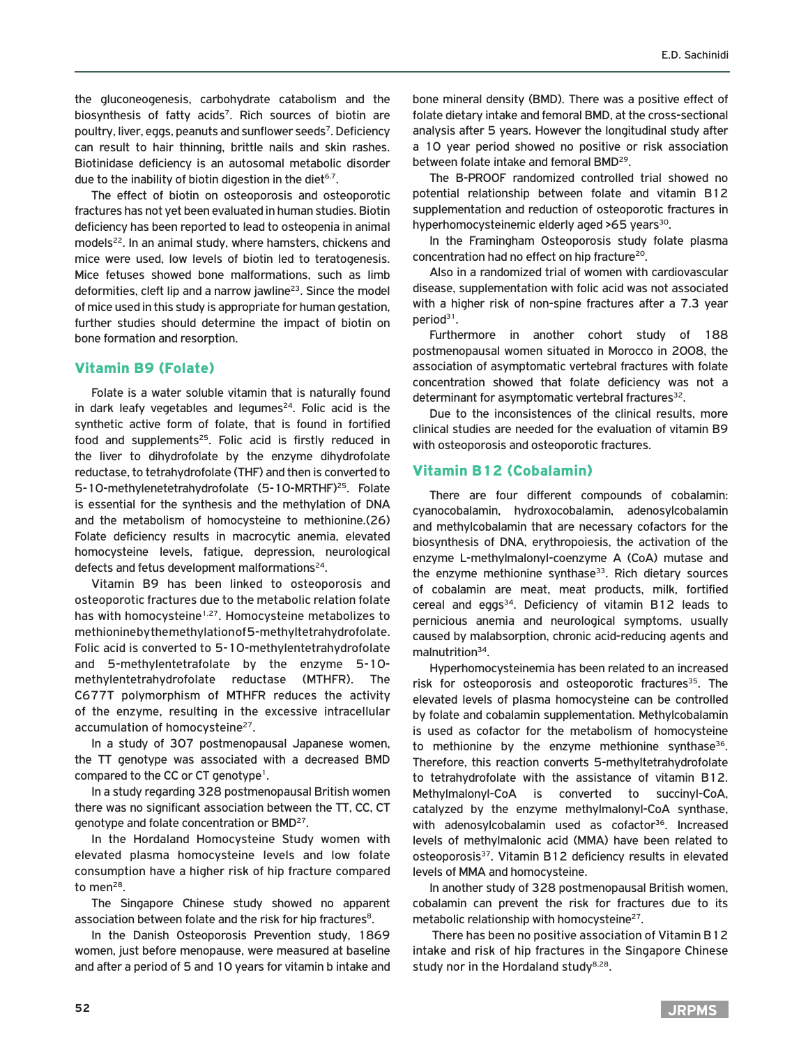the gluconeogenesis, carbohydrate catabolism and the biosynthesis of fatty acids[7]. Rich sources of biotin are poultry, liver, eggs, peanuts and sunflower seeds[7]. Deficiency can result to hair thinning, brittle nails and skin rashes. Biotinidase deficiency is an autosomal metabolic disorder due to the inability of biotin digestion in the diet[6,7].

The effect of biotin on osteoporosis and osteoporotic fractures has not yet been evaluated in human studies. Biotin deficiency has been reported to lead to osteopenia in animal models[22]. In an animal study, where hamsters, chickens and mice were used, low levels of biotin led to teratogenesis. Mice fetuses showed bone malformations, such as limb deformities, cleft lip and a narrow jawline[23]. Since the model of mice used in this study is appropriate for human gestation, further studies should determine the impact of biotin on bone formation and resorption.

## Vitamin B9 (Folate)

Folate is a water soluble vitamin that is naturally found in dark leafy vegetables and legumes[24]. Folic acid is the synthetic active form of folate, that is found in fortified food and supplements[25]. Folic acid is firstly reduced in the liver to dihydrofolate by the enzyme dihydrofolate reductase, to tetrahydrofolate (THF) and then is converted to 5-10-methylenetetrahydrofolate (5-10-MRTHF)[25]. Folate is essential for the synthesis and the methylation of DNA and the metabolism of homocysteine to methionine.(26) Folate deficiency results in macrocytic anemia, elevated homocysteine levels, fatigue, depression, neurological defects and fetus development malformations[24].

Vitamin B9 has been linked to osteoporosis and osteoporotic fractures due to the metabolic relation folate has with homocysteine[1,27]. Homocysteine metabolizes to methionine by the methylation of 5-methyltetrahydrofolate. Folic acid is converted to 5-10-methylentetrahydrofolate and 5-methylentetrafolate by the enzyme 5-10-methylentetrahydrofolate reductase (MTHFR). The C677T polymorphism of MTHFR reduces the activity of the enzyme, resulting in the excessive intracellular accumulation of homocysteine[27].

In a study of 307 postmenopausal Japanese women, the TT genotype was associated with a decreased BMD compared to the CC or CT genotype[1].

In a study regarding 328 postmenopausal British women there was no significant association between the TT, CC, CT genotype and folate concentration or BMD[27].

In the Hordaland Homocysteine Study women with elevated plasma homocysteine levels and low folate consumption have a higher risk of hip fracture compared to men[28].

The Singapore Chinese study showed no apparent association between folate and the risk for hip fractures[8].

In the Danish Osteoporosis Prevention study, 1869 women, just before menopause, were measured at baseline and after a period of 5 and 10 years for vitamin b intake and bone mineral density (BMD). There was a positive effect of folate dietary intake and femoral BMD, at the cross-sectional analysis after 5 years. However the longitudinal study after a 10 year period showed no positive or risk association between folate intake and femoral BMD[29].

The B-PROOF randomized controlled trial showed no potential relationship between folate and vitamin B12 supplementation and reduction of osteoporotic fractures in hyperhomocysteinemic elderly aged >65 years[30].

In the Framingham Osteoporosis study folate plasma concentration had no effect on hip fracture[20].

Also in a randomized trial of women with cardiovascular disease, supplementation with folic acid was not associated with a higher risk of non-spine fractures after a 7.3 year period[31].

Furthermore in another cohort study of 188 postmenopausal women situated in Morocco in 2008, the association of asymptomatic vertebral fractures with folate concentration showed that folate deficiency was not a determinant for asymptomatic vertebral fractures[32].

Due to the inconsistences of the clinical results, more clinical studies are needed for the evaluation of vitamin B9 with osteoporosis and osteoporotic fractures.

## Vitamin B12 (Cobalamin)

There are four different compounds of cobalamin: cyanocobalamin, hydroxocobalamin, adenosylcobalamin and methylcobalamin that are necessary cofactors for the biosynthesis of DNA, erythropoiesis, the activation of the enzyme L-methylmalonyl-coenzyme A (CoA) mutase and the enzyme methionine synthase[33]. Rich dietary sources of cobalamin are meat, meat products, milk, fortified cereal and eggs[34]. Deficiency of vitamin B12 leads to pernicious anemia and neurological symptoms, usually caused by malabsorption, chronic acid-reducing agents and malnutrition[34].

Hyperhomocysteinemia has been related to an increased risk for osteoporosis and osteoporotic fractures[35]. The elevated levels of plasma homocysteine can be controlled by folate and cobalamin supplementation. Methylcobalamin is used as cofactor for the metabolism of homocysteine to methionine by the enzyme methionine synthase[36]. Therefore, this reaction converts 5-methyltetrahydrofolate to tetrahydrofolate with the assistance of vitamin B12. Methylmalonyl-CoA is converted to succinyl-CoA, catalyzed by the enzyme methylmalonyl-CoA synthase, with adenosylcobalamin used as cofactor[36]. Increased levels of methylmalonic acid (MMA) have been related to osteoporosis[37]. Vitamin B12 deficiency results in elevated levels of MMA and homocysteine.

In another study of 328 postmenopausal British women, cobalamin can prevent the risk for fractures due to its metabolic relationship with homocysteine[27].

There has been no positive association of Vitamin B12 intake and risk of hip fractures in the Singapore Chinese study nor in the Hordaland study[8,28].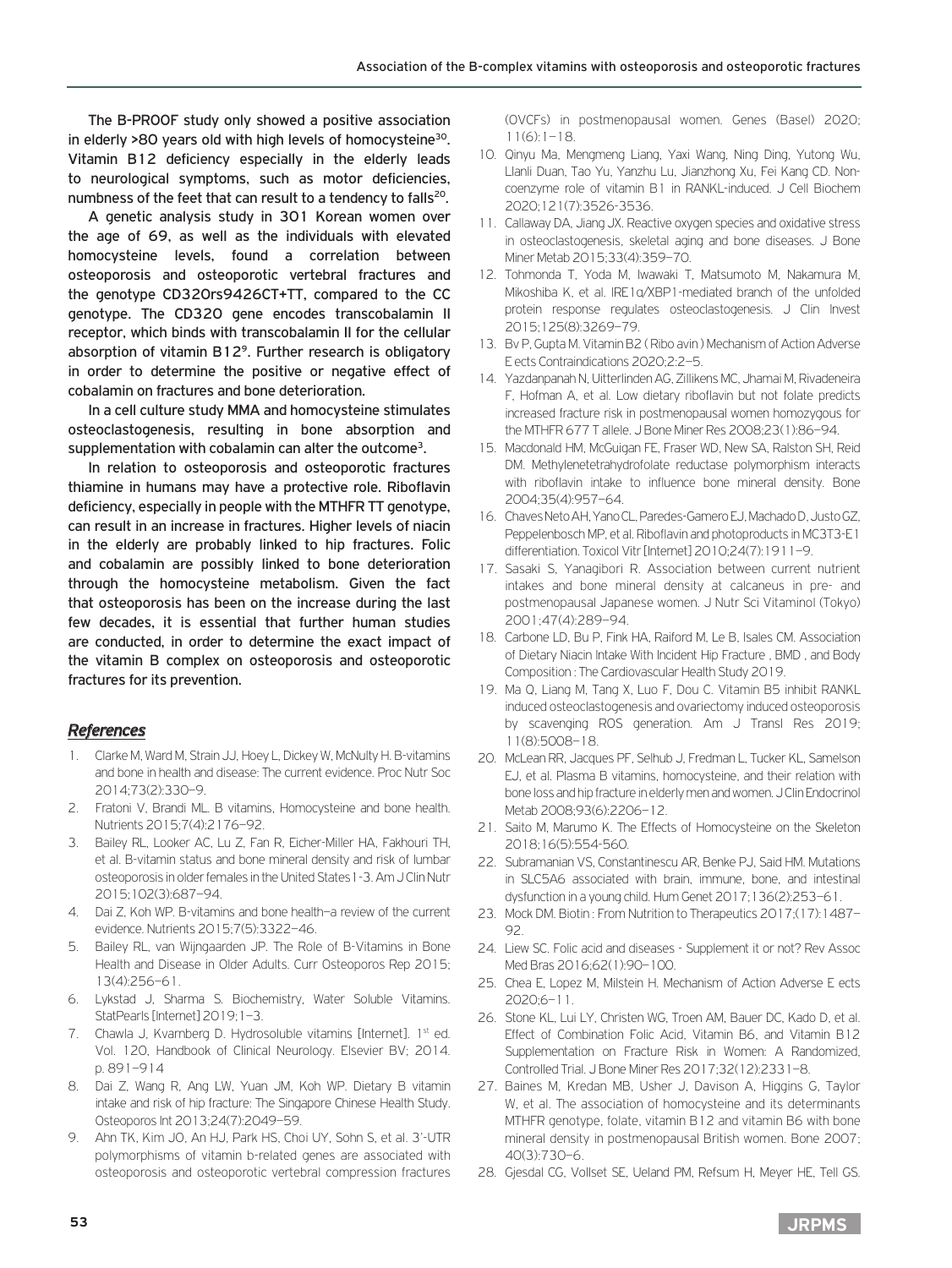The B-PROOF study only showed a positive association in elderly >80 years old with high levels of homocysteine[30]. Vitamin B12 deficiency especially in the elderly leads to neurological symptoms, such as motor deficiencies, numbness of the feet that can result to a tendency to falls[20].

A genetic analysis study in 301 Korean women over the age of 69, as well as the individuals with elevated homocysteine levels, found a correlation between osteoporosis and osteoporotic vertebral fractures and the genotype CD320rs9426CT+TT, compared to the CC genotype. The CD320 gene encodes transcobalamin II receptor, which binds with transcobalamin II for the cellular absorption of vitamin B12[9]. Further research is obligatory in order to determine the positive or negative effect of cobalamin on fractures and bone deterioration.

In a cell culture study MMA and homocysteine stimulates osteoclastogenesis, resulting in bone absorption and supplementation with cobalamin can alter the outcome[3].

In relation to osteoporosis and osteoporotic fractures thiamine in humans may have a protective role. Riboflavin deficiency, especially in people with the MTHFR TT genotype, can result in an increase in fractures. Higher levels of niacin in the elderly are probably linked to hip fractures. Folic and cobalamin are possibly linked to bone deterioration through the homocysteine metabolism. Given the fact that osteoporosis has been on the increase during the last few decades, it is essential that further human studies are conducted, in order to determine the exact impact of the vitamin B complex on osteoporosis and osteoporotic fractures for its prevention.

## References

1. Clarke M, Ward M, Strain JJ, Hoey L, Dickey W, McNulty H. B-vitamins and bone in health and disease: The current evidence. Proc Nutr Soc 2014;73(2):330–9.
2. Fratoni V, Brandi ML. B vitamins, Homocysteine and bone health. Nutrients 2015;7(4):2176–92.
3. Bailey RL, Looker AC, Lu Z, Fan R, Eicher-Miller HA, Fakhouri TH, et al. B-vitamin status and bone mineral density and risk of lumbar osteoporosis in older females in the United States 1-3. Am J Clin Nutr 2015;102(3):687–94.
4. Dai Z, Koh WP. B-vitamins and bone health–a review of the current evidence. Nutrients 2015;7(5):3322–46.
5. Bailey RL, van Wijngaarden JP. The Role of B-Vitamins in Bone Health and Disease in Older Adults. Curr Osteoporos Rep 2015; 13(4):256–61.
6. Lykstad J, Sharma S. Biochemistry, Water Soluble Vitamins. StatPearls [Internet] 2019;1–3.
7. Chawla J, Kvarnberg D. Hydrosoluble vitamins [Internet]. 1st ed. Vol. 120, Handbook of Clinical Neurology. Elsevier BV; 2014. p. 891–914
8. Dai Z, Wang R, Ang LW, Yuan JM, Koh WP. Dietary B vitamin intake and risk of hip fracture: The Singapore Chinese Health Study. Osteoporos Int 2013;24(7):2049–59.
9. Ahn TK, Kim JO, An HJ, Park HS, Choi UY, Sohn S, et al. 3'-UTR polymorphisms of vitamin b-related genes are associated with osteoporosis and osteoporotic vertebral compression fractures (OVCFs) in postmenopausal women. Genes (Basel) 2020; 11(6):1–18.
10. Qinyu Ma, Mengmeng Liang, Yaxi Wang, Ning Ding, Yutong Wu, Llanli Duan, Tao Yu, Yanzhu Lu, Jianzhong Xu, Fei Kang CD. Non-coenzyme role of vitamin B1 in RANKL-induced. J Cell Biochem 2020;121(7):3526-3536.
11. Callaway DA, Jiang JX. Reactive oxygen species and oxidative stress in osteoclastogenesis, skeletal aging and bone diseases. J Bone Miner Metab 2015;33(4):359–70.
12. Tohmonda T, Yoda M, Iwawaki T, Matsumoto M, Nakamura M, Mikoshiba K, et al. IRE1α/XBP1-mediated branch of the unfolded protein response regulates osteoclastogenesis. J Clin Invest 2015;125(8):3269–79.
13. Bv P, Gupta M. Vitamin B2 ( Ribo avin ) Mechanism of Action Adverse E ects Contraindications 2020;2:2–5.
14. Yazdanpanah N, Uitterlinden AG, Zillikens MC, Jhamai M, Rivadeneira F, Hofman A, et al. Low dietary riboflavin but not folate predicts increased fracture risk in postmenopausal women homozygous for the MTHFR 677 T allele. J Bone Miner Res 2008;23(1):86–94.
15. Macdonald HM, McGuigan FE, Fraser WD, New SA, Ralston SH, Reid DM. Methylenetetrahydrofolate reductase polymorphism interacts with riboflavin intake to influence bone mineral density. Bone 2004;35(4):957–64.
16. Chaves Neto AH, Yano CL, Paredes-Gamero EJ, Machado D, Justo GZ, Peppelenbosch MP, et al. Riboflavin and photoproducts in MC3T3-E1 differentiation. Toxicol Vitr [Internet] 2010;24(7):1911–9.
17. Sasaki S, Yanagibori R. Association between current nutrient intakes and bone mineral density at calcaneus in pre- and postmenopausal Japanese women. J Nutr Sci Vitaminol (Tokyo) 2001;47(4):289–94.
18. Carbone LD, Bu P, Fink HA, Raiford M, Le B, Isales CM. Association of Dietary Niacin Intake With Incident Hip Fracture , BMD , and Body Composition : The Cardiovascular Health Study 2019.
19. Ma Q, Liang M, Tang X, Luo F, Dou C. Vitamin B5 inhibit RANKL induced osteoclastogenesis and ovariectomy induced osteoporosis by scavenging ROS generation. Am J Transl Res 2019; 11(8):5008–18.
20. McLean RR, Jacques PF, Selhub J, Fredman L, Tucker KL, Samelson EJ, et al. Plasma B vitamins, homocysteine, and their relation with bone loss and hip fracture in elderly men and women. J Clin Endocrinol Metab 2008;93(6):2206–12.
21. Saito M, Marumo K. The Effects of Homocysteine on the Skeleton 2018;16(5):554-560.
22. Subramanian VS, Constantinescu AR, Benke PJ, Said HM. Mutations in SLC5A6 associated with brain, immune, bone, and intestinal dysfunction in a young child. Hum Genet 2017;136(2):253–61.
23. Mock DM. Biotin : From Nutrition to Therapeutics 2017;(17):1487–92.
24. Liew SC. Folic acid and diseases - Supplement it or not? Rev Assoc Med Bras 2016;62(1):90–100.
25. Chea E, Lopez M, Milstein H. Mechanism of Action Adverse E ects 2020;6–11.
26. Stone KL, Lui LY, Christen WG, Troen AM, Bauer DC, Kado D, et al. Effect of Combination Folic Acid, Vitamin B6, and Vitamin B12 Supplementation on Fracture Risk in Women: A Randomized, Controlled Trial. J Bone Miner Res 2017;32(12):2331–8.
27. Baines M, Kredan MB, Usher J, Davison A, Higgins G, Taylor W, et al. The association of homocysteine and its determinants MTHFR genotype, folate, vitamin B12 and vitamin B6 with bone mineral density in postmenopausal British women. Bone 2007; 40(3):730–6.
28. Gjesdal CG, Vollset SE, Ueland PM, Refsum H, Meyer HE, Tell GS.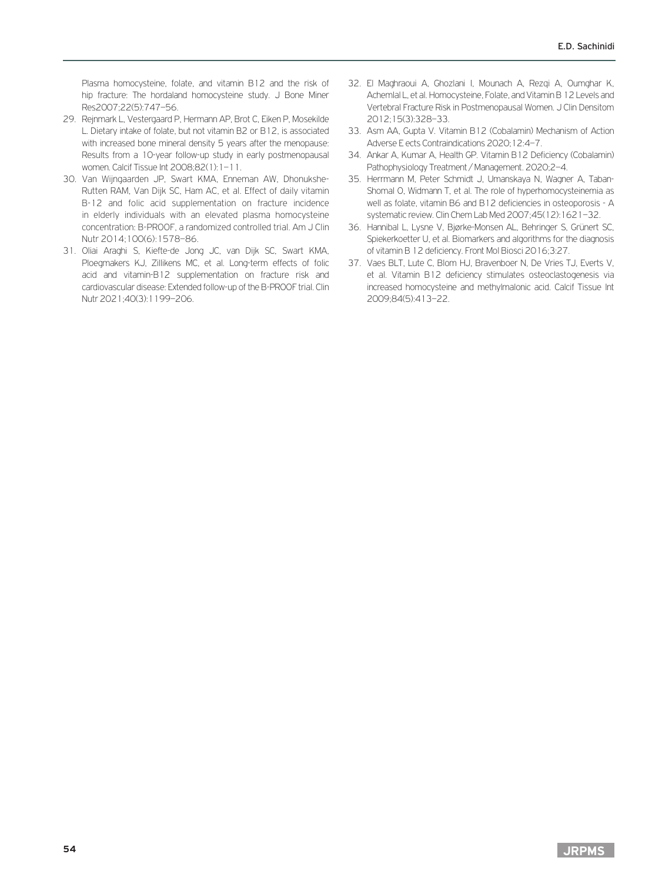Plasma homocysteine, folate, and vitamin B12 and the risk of hip fracture: The hordaland homocysteine study. J Bone Miner Res2007;22(5):747–56.

29. Rejnmark L, Vestergaard P, Hermann AP, Brot C, Eiken P, Mosekilde L. Dietary intake of folate, but not vitamin B2 or B12, is associated with increased bone mineral density 5 years after the menopause: Results from a 10-year follow-up study in early postmenopausal women. Calcif Tissue Int 2008;82(1):1–11.
30. Van Wijngaarden JP, Swart KMA, Enneman AW, Dhonukshe-Rutten RAM, Van Dijk SC, Ham AC, et al. Effect of daily vitamin B-12 and folic acid supplementation on fracture incidence in elderly individuals with an elevated plasma homocysteine concentration: B-PROOF, a randomized controlled trial. Am J Clin Nutr 2014;100(6):1578–86.
31. Oliai Araghi S, Kiefte-de Jong JC, van Dijk SC, Swart KMA, Ploegmakers KJ, Zillikens MC, et al. Long-term effects of folic acid and vitamin-B12 supplementation on fracture risk and cardiovascular disease: Extended follow-up of the B-PROOF trial. Clin Nutr 2021;40(3):1199–206.
32. El Maghraoui A, Ghozlani I, Mounach A, Rezqi A, Oumghar K, Achemlal L, et al. Homocysteine, Folate, and Vitamin B 12 Levels and Vertebral Fracture Risk in Postmenopausal Women. J Clin Densitom 2012;15(3):328–33.
33. Asm AA, Gupta V. Vitamin B12 (Cobalamin) Mechanism of Action Adverse E ects Contraindications 2020;12:4–7.
34. Ankar A, Kumar A, Health GP. Vitamin B12 Deficiency (Cobalamin) Pathophysiology Treatment / Management. 2020;2–4.
35. Herrmann M, Peter Schmidt J, Umanskaya N, Wagner A, Taban-Shomal O, Widmann T, et al. The role of hyperhomocysteinemia as well as folate, vitamin B6 and B12 deficiencies in osteoporosis - A systematic review. Clin Chem Lab Med 2007;45(12):1621–32.
36. Hannibal L, Lysne V, Bjørke-Monsen AL, Behringer S, Grünert SC, Spiekerkoetter U, et al. Biomarkers and algorithms for the diagnosis of vitamin B 12 deficiency. Front Mol Biosci 2016;3:27.
37. Vaes BLT, Lute C, Blom HJ, Bravenboer N, De Vries TJ, Everts V, et al. Vitamin B12 deficiency stimulates osteoclastogenesis via increased homocysteine and methylmalonic acid. Calcif Tissue Int 2009;84(5):413–22.